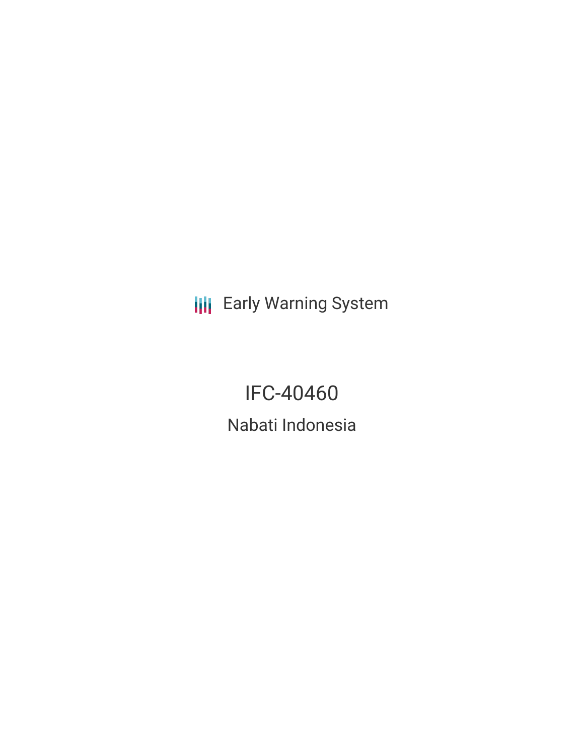Early Warning System

# IFC-40460

## Nabati Indonesia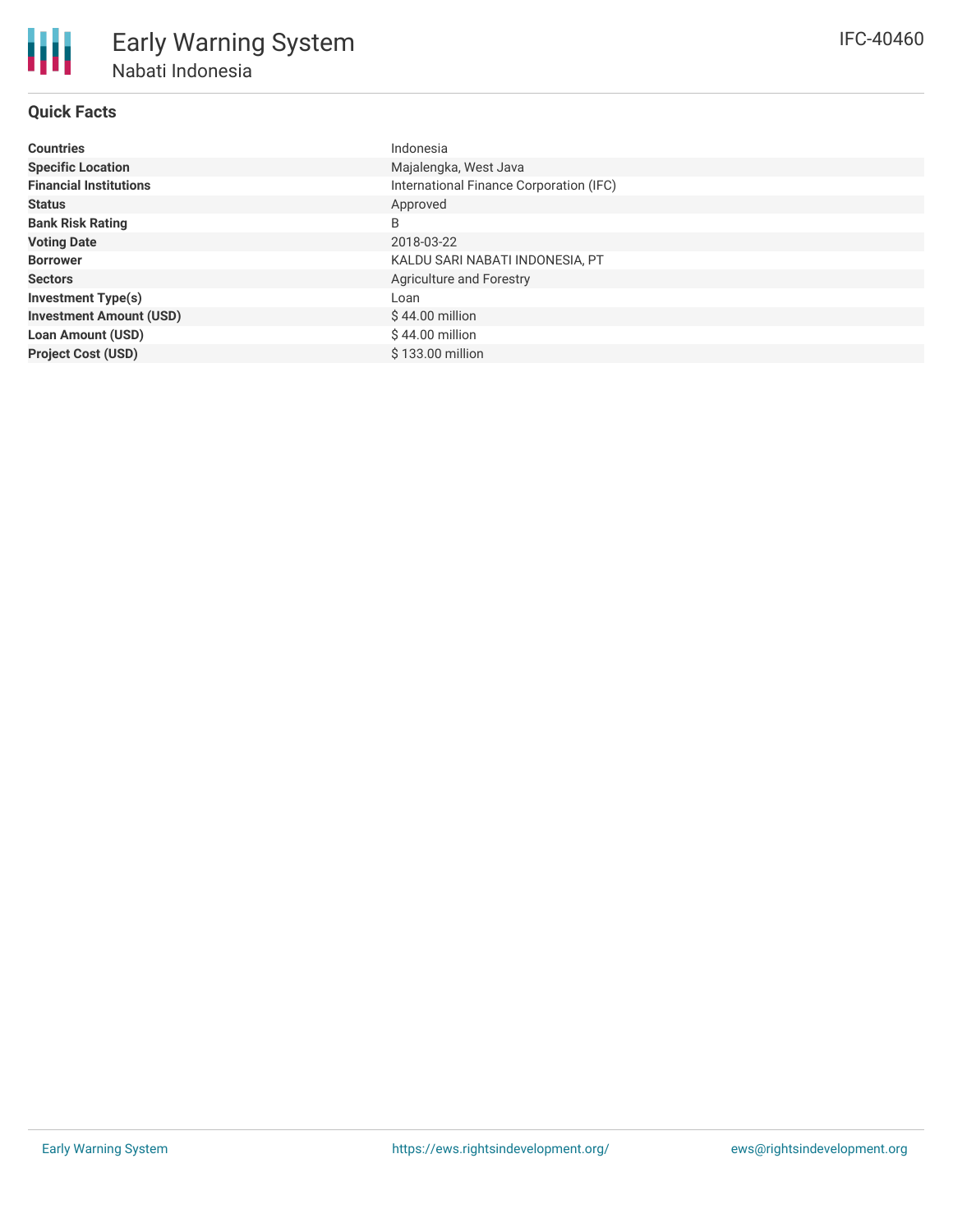# Early Warning System

## Nabati Indonesia

IFC-40460

### Quick Facts

| | |
|---|---|
| **Countries** | Indonesia |
| **Specific Location** | Majalengka, West Java |
| **Financial Institutions** | International Finance Corporation (IFC) |
| **Status** | Approved |
| **Bank Risk Rating** | B |
| **Voting Date** | 2018-03-22 |
| **Borrower** | KALDU SARI NABATI INDONESIA, PT |
| **Sectors** | Agriculture and Forestry |
| **Investment Type(s)** | Loan |
| **Investment Amount (USD)** | $ 44.00 million |
| **Loan Amount (USD)** | $ 44.00 million |
| **Project Cost (USD)** | $ 133.00 million |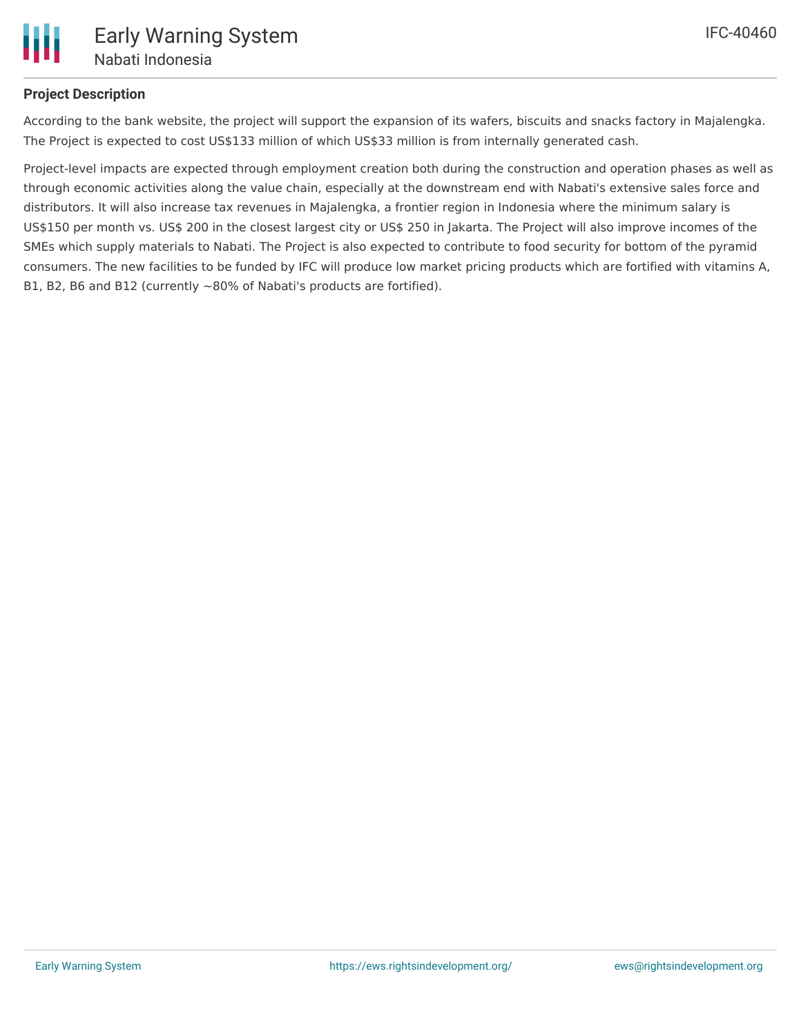**Project Description**

According to the bank website, the project will support the expansion of its wafers, biscuits and snacks factory in Majalengka. The Project is expected to cost US$133 million of which US$33 million is from internally generated cash.

Project-level impacts are expected through employment creation both during the construction and operation phases as well as through economic activities along the value chain, especially at the downstream end with Nabati's extensive sales force and distributors. It will also increase tax revenues in Majalengka, a frontier region in Indonesia where the minimum salary is US$150 per month vs. US$ 200 in the closest largest city or US$ 250 in Jakarta. The Project will also improve incomes of the SMEs which supply materials to Nabati. The Project is also expected to contribute to food security for bottom of the pyramid consumers. The new facilities to be funded by IFC will produce low market pricing products which are fortified with vitamins A, B1, B2, B6 and B12 (currently ~80% of Nabati's products are fortified).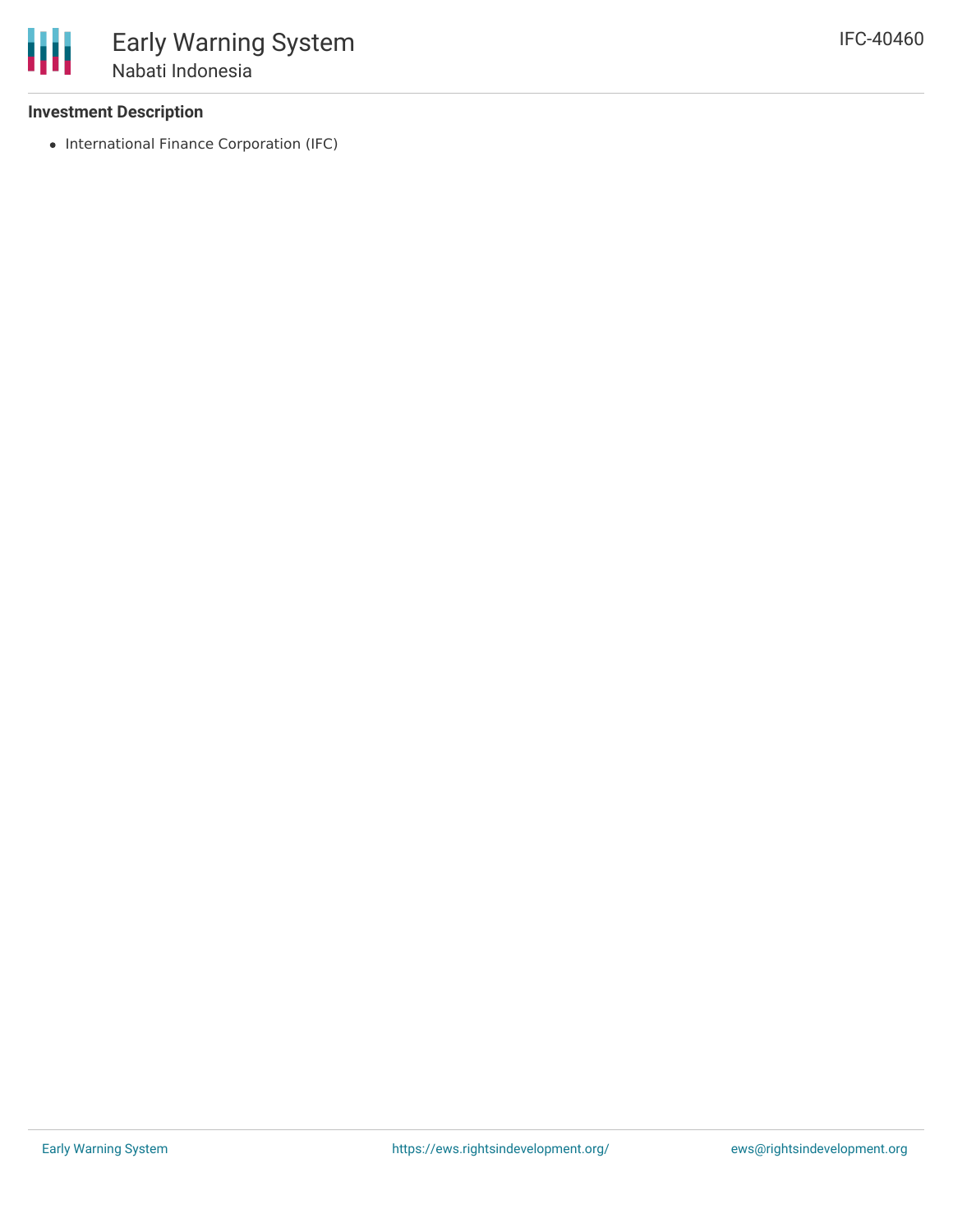**Investment Description**

- International Finance Corporation (IFC)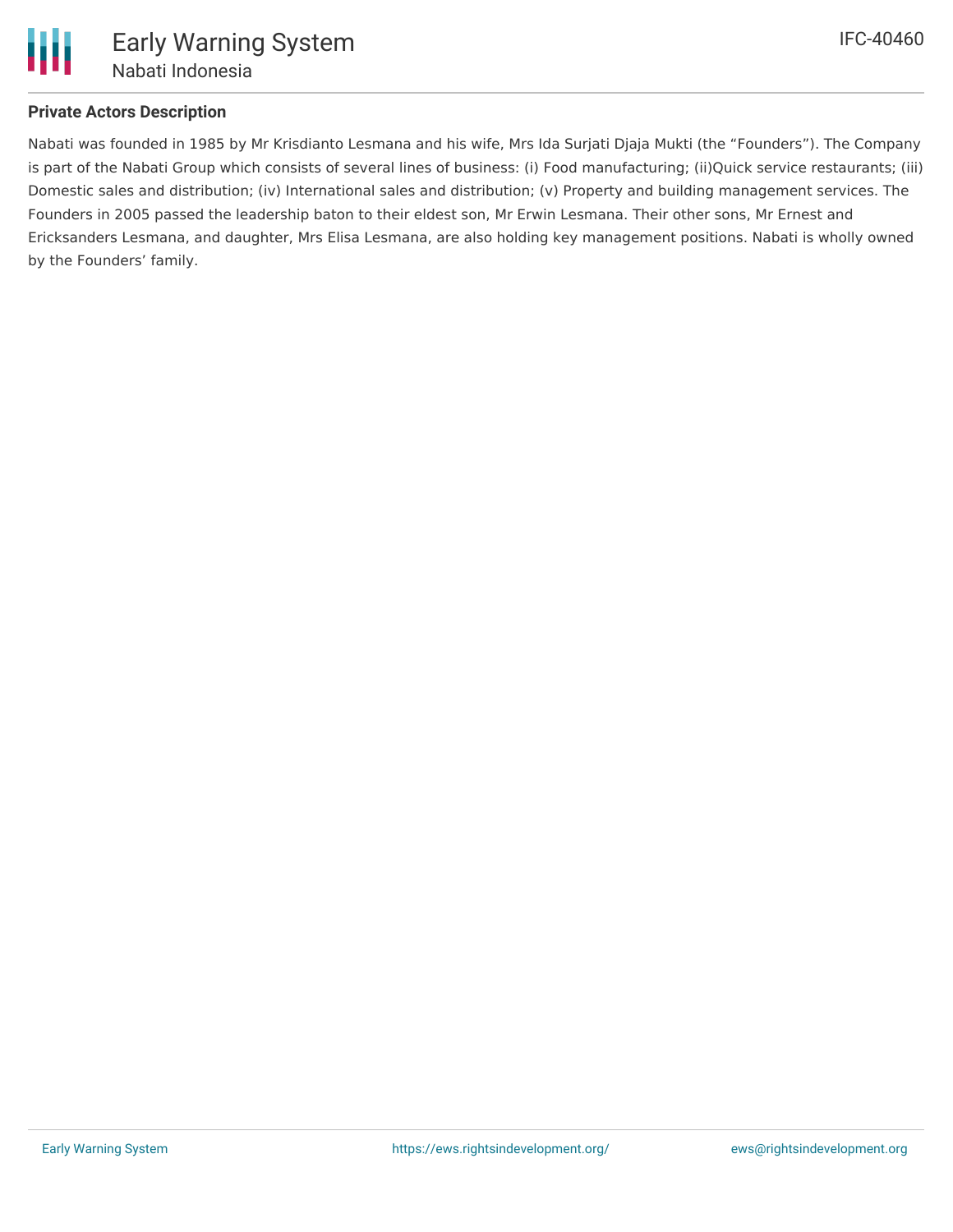### Private Actors Description

Nabati was founded in 1985 by Mr Krisdianto Lesmana and his wife, Mrs Ida Surjati Djaja Mukti (the "Founders"). The Company is part of the Nabati Group which consists of several lines of business: (i) Food manufacturing; (ii)Quick service restaurants; (iii) Domestic sales and distribution; (iv) International sales and distribution; (v) Property and building management services. The Founders in 2005 passed the leadership baton to their eldest son, Mr Erwin Lesmana. Their other sons, Mr Ernest and Ericksanders Lesmana, and daughter, Mrs Elisa Lesmana, are also holding key management positions. Nabati is wholly owned by the Founders' family.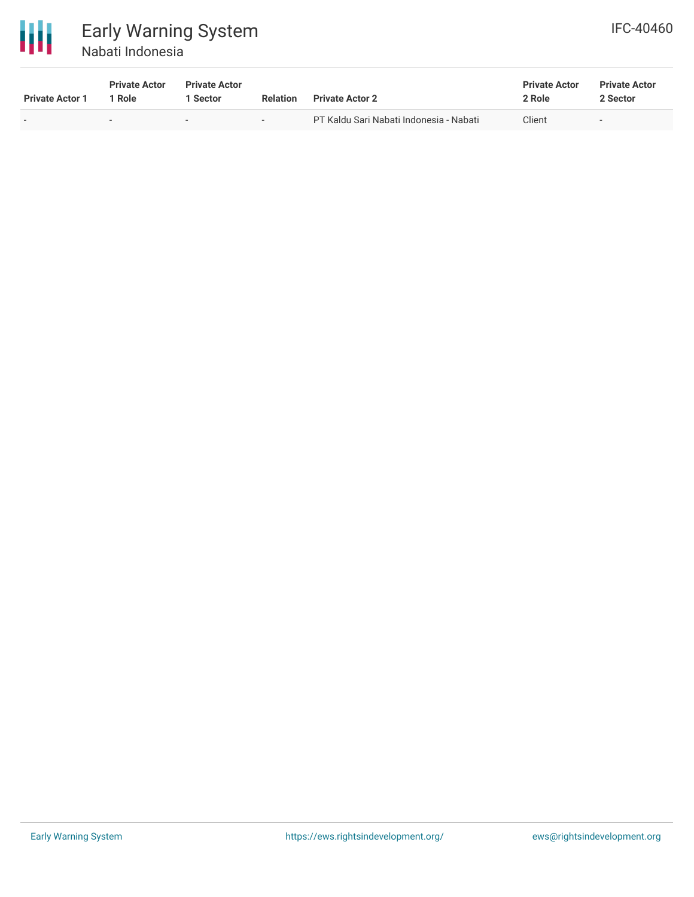| Private Actor 1 | Private Actor 1 Role | Private Actor 1 Sector | Relation | Private Actor 2 | Private Actor 2 Role | Private Actor 2 Sector |
|---|---|---|---|---|---|---|
| - | - | - | - | PT Kaldu Sari Nabati Indonesia - Nabati | Client | - |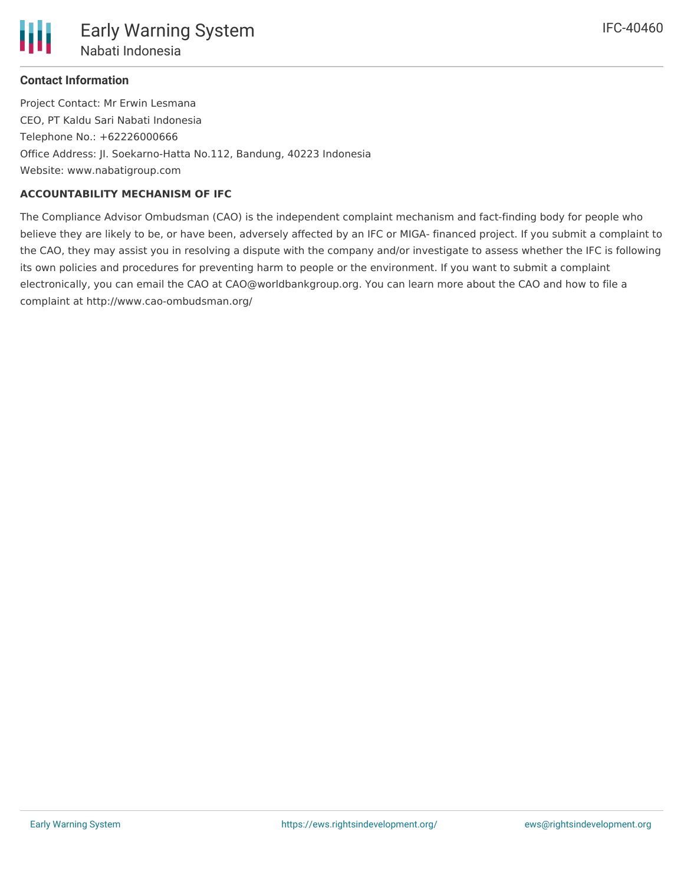### Contact Information

Project Contact: Mr Erwin Lesmana
CEO, PT Kaldu Sari Nabati Indonesia
Telephone No.: +62226000666
Office Address: JI. Soekarno-Hatta No.112, Bandung, 40223 Indonesia
Website: www.nabatigroup.com

**ACCOUNTABILITY MECHANISM OF IFC**

The Compliance Advisor Ombudsman (CAO) is the independent complaint mechanism and fact-finding body for people who believe they are likely to be, or have been, adversely affected by an IFC or MIGA- financed project. If you submit a complaint to the CAO, they may assist you in resolving a dispute with the company and/or investigate to assess whether the IFC is following its own policies and procedures for preventing harm to people or the environment. If you want to submit a complaint electronically, you can email the CAO at CAO@worldbankgroup.org. You can learn more about the CAO and how to file a complaint at http://www.cao-ombudsman.org/